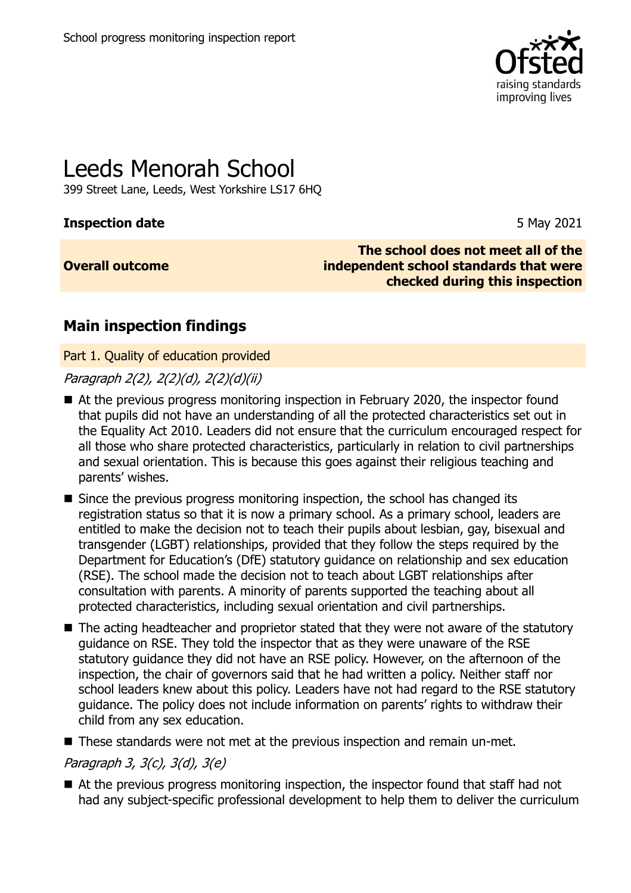School progress monitoring inspection report

# Leeds Menorah School

399 Street Lane, Leeds, West Yorkshire LS17 6HQ

**Inspection date** 5 May 2021

| **Overall outcome** | **The school does not meet all of the independent school standards that were checked during this inspection** |
|---|---|

## Main inspection findings

### Part 1. Quality of education provided

*Paragraph 2(2), 2(2)(d), 2(2)(d)(ii)*

- At the previous progress monitoring inspection in February 2020, the inspector found that pupils did not have an understanding of all the protected characteristics set out in the Equality Act 2010. Leaders did not ensure that the curriculum encouraged respect for all those who share protected characteristics, particularly in relation to civil partnerships and sexual orientation. This is because this goes against their religious teaching and parents' wishes.
- Since the previous progress monitoring inspection, the school has changed its registration status so that it is now a primary school. As a primary school, leaders are entitled to make the decision not to teach their pupils about lesbian, gay, bisexual and transgender (LGBT) relationships, provided that they follow the steps required by the Department for Education's (DfE) statutory guidance on relationship and sex education (RSE). The school made the decision not to teach about LGBT relationships after consultation with parents. A minority of parents supported the teaching about all protected characteristics, including sexual orientation and civil partnerships.
- The acting headteacher and proprietor stated that they were not aware of the statutory guidance on RSE. They told the inspector that as they were unaware of the RSE statutory guidance they did not have an RSE policy. However, on the afternoon of the inspection, the chair of governors said that he had written a policy. Neither staff nor school leaders knew about this policy. Leaders have not had regard to the RSE statutory guidance. The policy does not include information on parents' rights to withdraw their child from any sex education.
- These standards were not met at the previous inspection and remain un-met.

*Paragraph 3, 3(c), 3(d), 3(e)*

- At the previous progress monitoring inspection, the inspector found that staff had not had any subject-specific professional development to help them to deliver the curriculum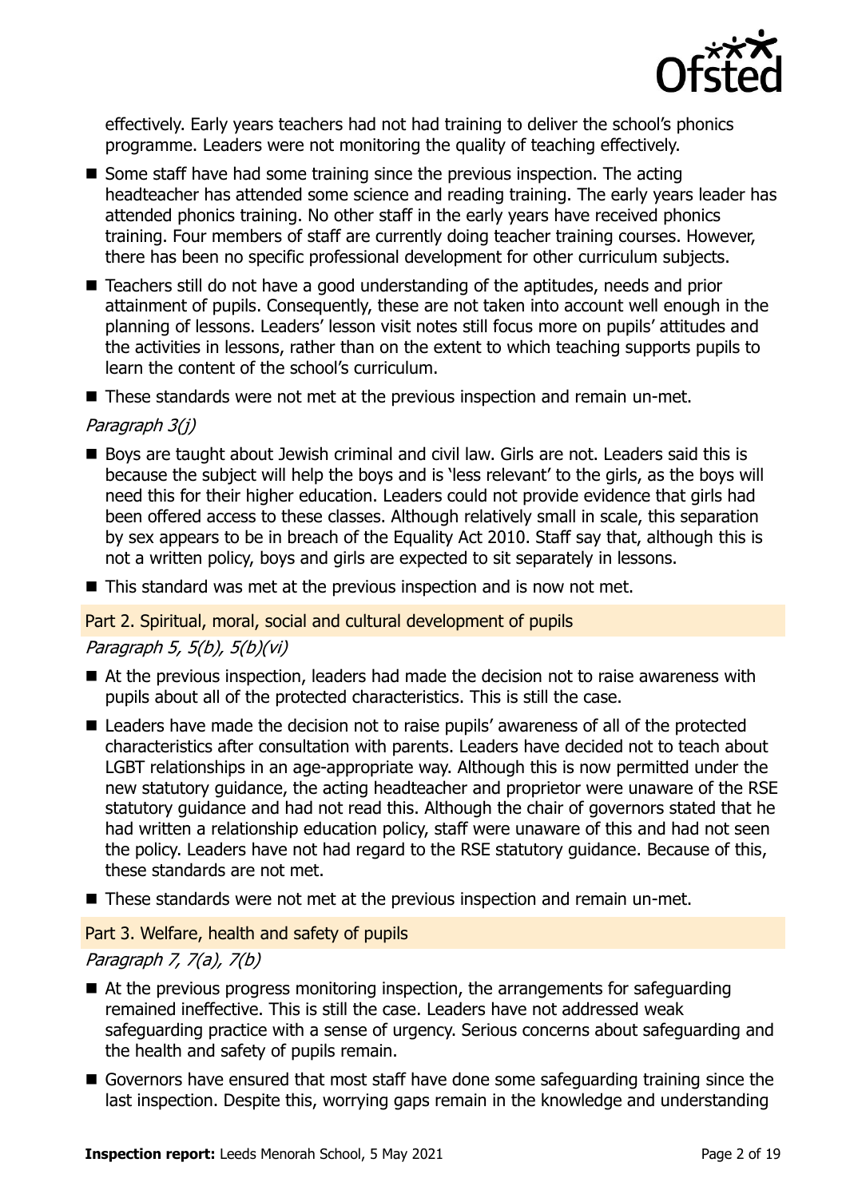effectively. Early years teachers had not had training to deliver the school's phonics programme. Leaders were not monitoring the quality of teaching effectively.

- Some staff have had some training since the previous inspection. The acting headteacher has attended some science and reading training. The early years leader has attended phonics training. No other staff in the early years have received phonics training. Four members of staff are currently doing teacher training courses. However, there has been no specific professional development for other curriculum subjects.
- Teachers still do not have a good understanding of the aptitudes, needs and prior attainment of pupils. Consequently, these are not taken into account well enough in the planning of lessons. Leaders' lesson visit notes still focus more on pupils' attitudes and the activities in lessons, rather than on the extent to which teaching supports pupils to learn the content of the school's curriculum.
- These standards were not met at the previous inspection and remain un-met.

*Paragraph 3(j)*

- Boys are taught about Jewish criminal and civil law. Girls are not. Leaders said this is because the subject will help the boys and is 'less relevant' to the girls, as the boys will need this for their higher education. Leaders could not provide evidence that girls had been offered access to these classes. Although relatively small in scale, this separation by sex appears to be in breach of the Equality Act 2010. Staff say that, although this is not a written policy, boys and girls are expected to sit separately in lessons.
- This standard was met at the previous inspection and is now not met.

## Part 2. Spiritual, moral, social and cultural development of pupils

*Paragraph 5, 5(b), 5(b)(vi)*

- At the previous inspection, leaders had made the decision not to raise awareness with pupils about all of the protected characteristics. This is still the case.
- Leaders have made the decision not to raise pupils' awareness of all of the protected characteristics after consultation with parents. Leaders have decided not to teach about LGBT relationships in an age-appropriate way. Although this is now permitted under the new statutory guidance, the acting headteacher and proprietor were unaware of the RSE statutory guidance and had not read this. Although the chair of governors stated that he had written a relationship education policy, staff were unaware of this and had not seen the policy. Leaders have not had regard to the RSE statutory guidance. Because of this, these standards are not met.
- These standards were not met at the previous inspection and remain un-met.

## Part 3. Welfare, health and safety of pupils

*Paragraph 7, 7(a), 7(b)*

- At the previous progress monitoring inspection, the arrangements for safeguarding remained ineffective. This is still the case. Leaders have not addressed weak safeguarding practice with a sense of urgency. Serious concerns about safeguarding and the health and safety of pupils remain.
- Governors have ensured that most staff have done some safeguarding training since the last inspection. Despite this, worrying gaps remain in the knowledge and understanding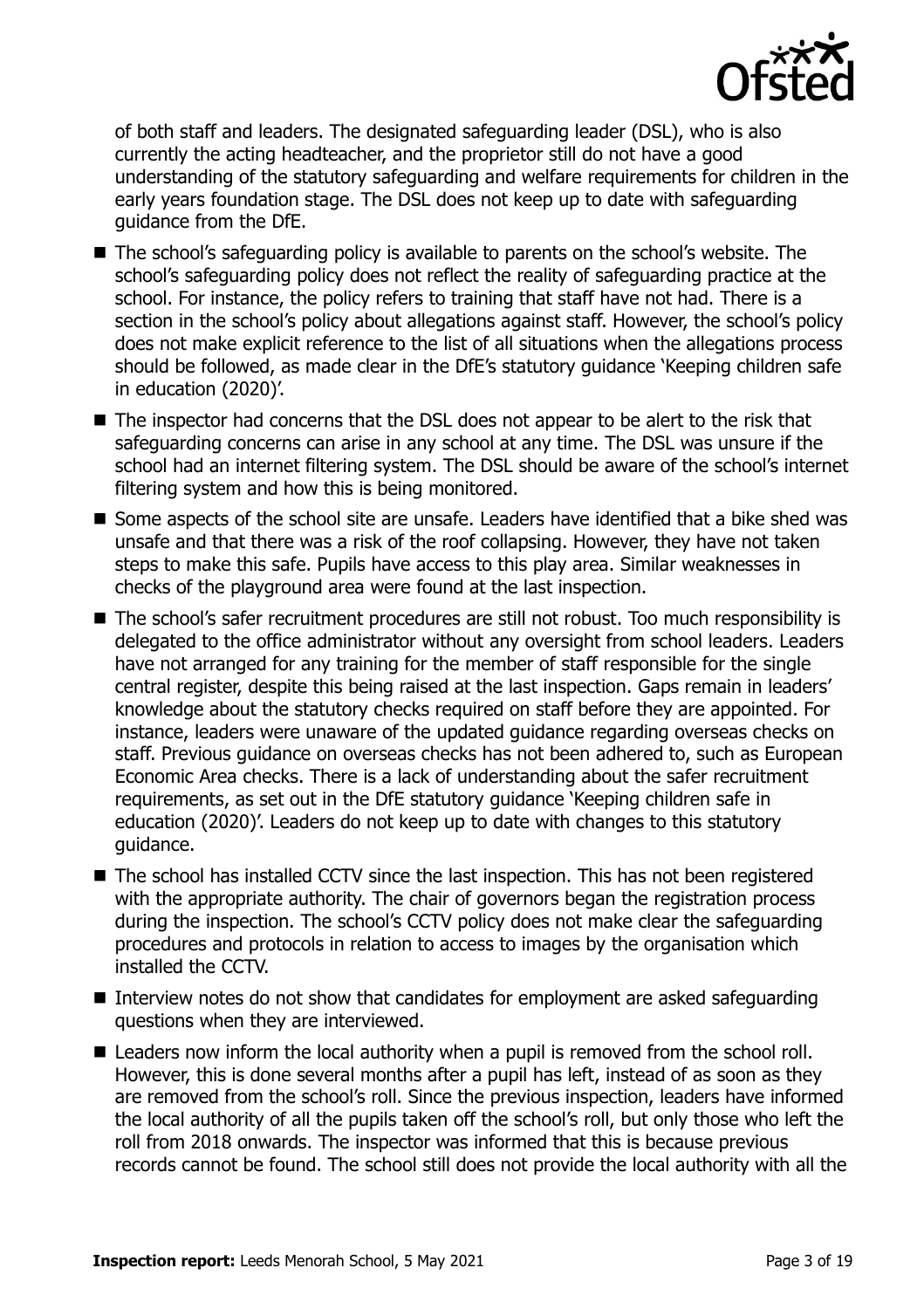of both staff and leaders. The designated safeguarding leader (DSL), who is also currently the acting headteacher, and the proprietor still do not have a good understanding of the statutory safeguarding and welfare requirements for children in the early years foundation stage. The DSL does not keep up to date with safeguarding guidance from the DfE.

- The school's safeguarding policy is available to parents on the school's website. The school's safeguarding policy does not reflect the reality of safeguarding practice at the school. For instance, the policy refers to training that staff have not had. There is a section in the school's policy about allegations against staff. However, the school's policy does not make explicit reference to the list of all situations when the allegations process should be followed, as made clear in the DfE's statutory guidance 'Keeping children safe in education (2020)'.
- The inspector had concerns that the DSL does not appear to be alert to the risk that safeguarding concerns can arise in any school at any time. The DSL was unsure if the school had an internet filtering system. The DSL should be aware of the school's internet filtering system and how this is being monitored.
- Some aspects of the school site are unsafe. Leaders have identified that a bike shed was unsafe and that there was a risk of the roof collapsing. However, they have not taken steps to make this safe. Pupils have access to this play area. Similar weaknesses in checks of the playground area were found at the last inspection.
- The school's safer recruitment procedures are still not robust. Too much responsibility is delegated to the office administrator without any oversight from school leaders. Leaders have not arranged for any training for the member of staff responsible for the single central register, despite this being raised at the last inspection. Gaps remain in leaders' knowledge about the statutory checks required on staff before they are appointed. For instance, leaders were unaware of the updated guidance regarding overseas checks on staff. Previous guidance on overseas checks has not been adhered to, such as European Economic Area checks. There is a lack of understanding about the safer recruitment requirements, as set out in the DfE statutory guidance 'Keeping children safe in education (2020)'. Leaders do not keep up to date with changes to this statutory guidance.
- The school has installed CCTV since the last inspection. This has not been registered with the appropriate authority. The chair of governors began the registration process during the inspection. The school's CCTV policy does not make clear the safeguarding procedures and protocols in relation to access to images by the organisation which installed the CCTV.
- Interview notes do not show that candidates for employment are asked safeguarding questions when they are interviewed.
- Leaders now inform the local authority when a pupil is removed from the school roll. However, this is done several months after a pupil has left, instead of as soon as they are removed from the school's roll. Since the previous inspection, leaders have informed the local authority of all the pupils taken off the school's roll, but only those who left the roll from 2018 onwards. The inspector was informed that this is because previous records cannot be found. The school still does not provide the local authority with all the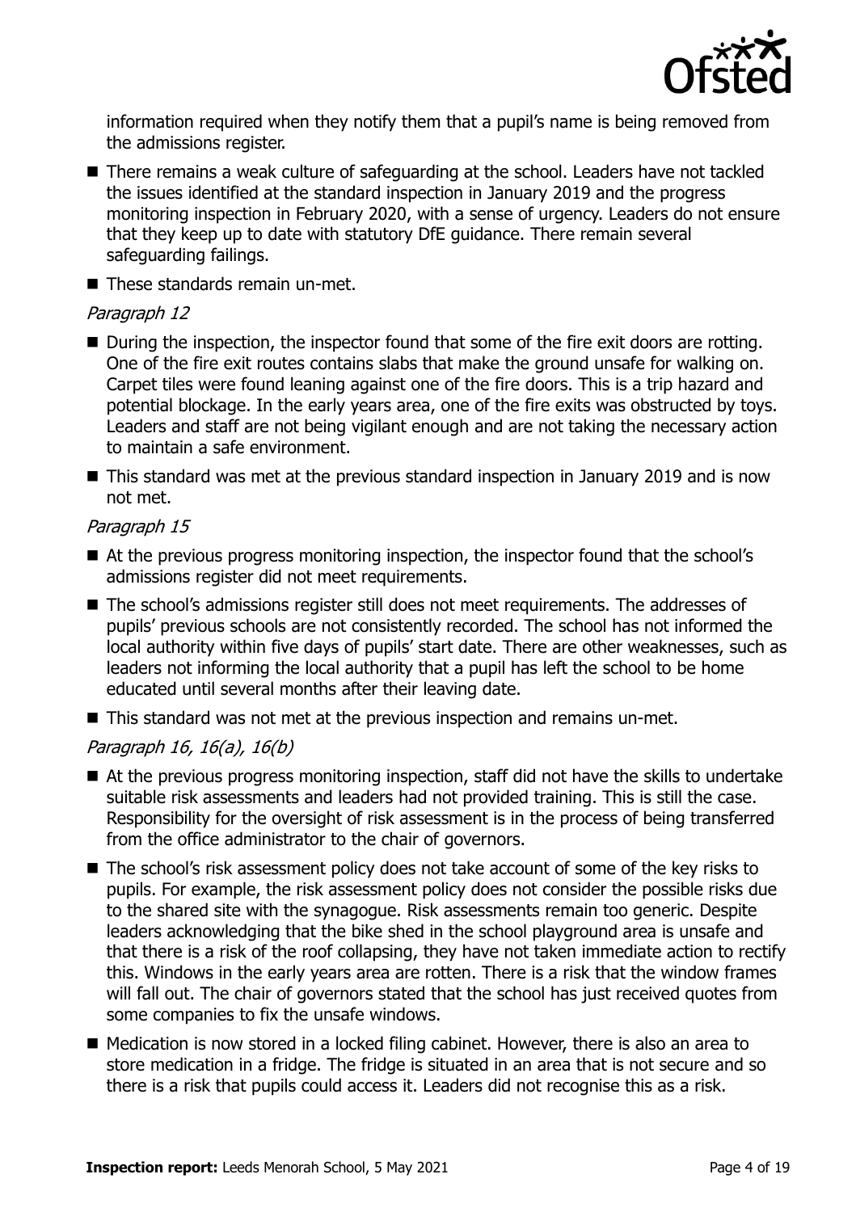information required when they notify them that a pupil's name is being removed from the admissions register.

- There remains a weak culture of safeguarding at the school. Leaders have not tackled the issues identified at the standard inspection in January 2019 and the progress monitoring inspection in February 2020, with a sense of urgency. Leaders do not ensure that they keep up to date with statutory DfE guidance. There remain several safeguarding failings.
- These standards remain un-met.

*Paragraph 12*

- During the inspection, the inspector found that some of the fire exit doors are rotting. One of the fire exit routes contains slabs that make the ground unsafe for walking on. Carpet tiles were found leaning against one of the fire doors. This is a trip hazard and potential blockage. In the early years area, one of the fire exits was obstructed by toys. Leaders and staff are not being vigilant enough and are not taking the necessary action to maintain a safe environment.
- This standard was met at the previous standard inspection in January 2019 and is now not met.

*Paragraph 15*

- At the previous progress monitoring inspection, the inspector found that the school's admissions register did not meet requirements.
- The school's admissions register still does not meet requirements. The addresses of pupils' previous schools are not consistently recorded. The school has not informed the local authority within five days of pupils' start date. There are other weaknesses, such as leaders not informing the local authority that a pupil has left the school to be home educated until several months after their leaving date.
- This standard was not met at the previous inspection and remains un-met.

*Paragraph 16, 16(a), 16(b)*

- At the previous progress monitoring inspection, staff did not have the skills to undertake suitable risk assessments and leaders had not provided training. This is still the case. Responsibility for the oversight of risk assessment is in the process of being transferred from the office administrator to the chair of governors.
- The school's risk assessment policy does not take account of some of the key risks to pupils. For example, the risk assessment policy does not consider the possible risks due to the shared site with the synagogue. Risk assessments remain too generic. Despite leaders acknowledging that the bike shed in the school playground area is unsafe and that there is a risk of the roof collapsing, they have not taken immediate action to rectify this. Windows in the early years area are rotten. There is a risk that the window frames will fall out. The chair of governors stated that the school has just received quotes from some companies to fix the unsafe windows.
- Medication is now stored in a locked filing cabinet. However, there is also an area to store medication in a fridge. The fridge is situated in an area that is not secure and so there is a risk that pupils could access it. Leaders did not recognise this as a risk.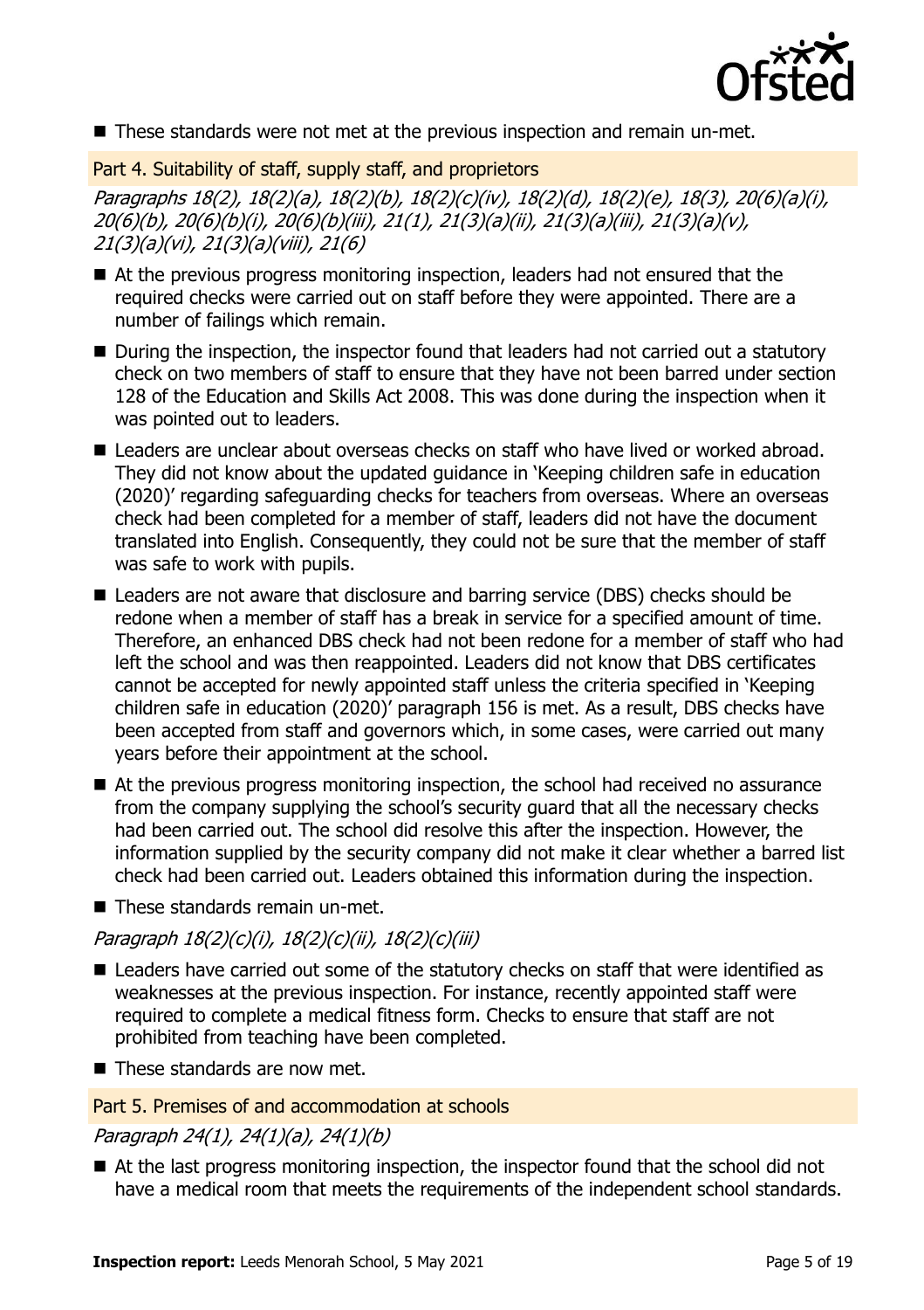- These standards were not met at the previous inspection and remain un-met.

### Part 4. Suitability of staff, supply staff, and proprietors

*Paragraphs 18(2), 18(2)(a), 18(2)(b), 18(2)(c)(iv), 18(2)(d), 18(2)(e), 18(3), 20(6)(a)(i), 20(6)(b), 20(6)(b)(i), 20(6)(b)(iii), 21(1), 21(3)(a)(ii), 21(3)(a)(iii), 21(3)(a)(v), 21(3)(a)(vi), 21(3)(a)(viii), 21(6)*

- At the previous progress monitoring inspection, leaders had not ensured that the required checks were carried out on staff before they were appointed. There are a number of failings which remain.
- During the inspection, the inspector found that leaders had not carried out a statutory check on two members of staff to ensure that they have not been barred under section 128 of the Education and Skills Act 2008. This was done during the inspection when it was pointed out to leaders.
- Leaders are unclear about overseas checks on staff who have lived or worked abroad. They did not know about the updated guidance in 'Keeping children safe in education (2020)' regarding safeguarding checks for teachers from overseas. Where an overseas check had been completed for a member of staff, leaders did not have the document translated into English. Consequently, they could not be sure that the member of staff was safe to work with pupils.
- Leaders are not aware that disclosure and barring service (DBS) checks should be redone when a member of staff has a break in service for a specified amount of time. Therefore, an enhanced DBS check had not been redone for a member of staff who had left the school and was then reappointed. Leaders did not know that DBS certificates cannot be accepted for newly appointed staff unless the criteria specified in 'Keeping children safe in education (2020)' paragraph 156 is met. As a result, DBS checks have been accepted from staff and governors which, in some cases, were carried out many years before their appointment at the school.
- At the previous progress monitoring inspection, the school had received no assurance from the company supplying the school's security guard that all the necessary checks had been carried out. The school did resolve this after the inspection. However, the information supplied by the security company did not make it clear whether a barred list check had been carried out. Leaders obtained this information during the inspection.
- These standards remain un-met.

*Paragraph 18(2)(c)(i), 18(2)(c)(ii), 18(2)(c)(iii)*

- Leaders have carried out some of the statutory checks on staff that were identified as weaknesses at the previous inspection. For instance, recently appointed staff were required to complete a medical fitness form. Checks to ensure that staff are not prohibited from teaching have been completed.
- These standards are now met.

### Part 5. Premises of and accommodation at schools

*Paragraph 24(1), 24(1)(a), 24(1)(b)*

- At the last progress monitoring inspection, the inspector found that the school did not have a medical room that meets the requirements of the independent school standards.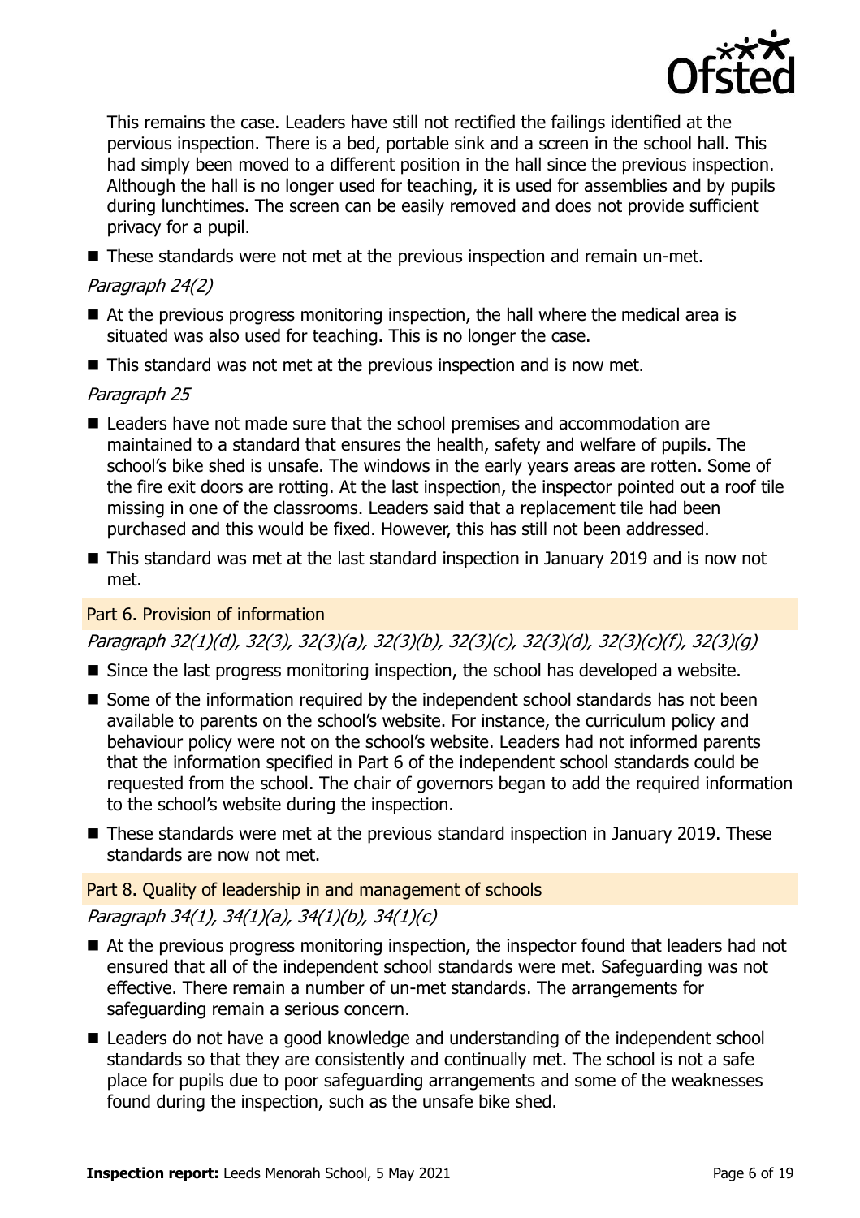This remains the case. Leaders have still not rectified the failings identified at the pervious inspection. There is a bed, portable sink and a screen in the school hall. This had simply been moved to a different position in the hall since the previous inspection. Although the hall is no longer used for teaching, it is used for assemblies and by pupils during lunchtimes. The screen can be easily removed and does not provide sufficient privacy for a pupil.

- These standards were not met at the previous inspection and remain un-met.

*Paragraph 24(2)*

- At the previous progress monitoring inspection, the hall where the medical area is situated was also used for teaching. This is no longer the case.
- This standard was not met at the previous inspection and is now met.

*Paragraph 25*

- Leaders have not made sure that the school premises and accommodation are maintained to a standard that ensures the health, safety and welfare of pupils. The school's bike shed is unsafe. The windows in the early years areas are rotten. Some of the fire exit doors are rotting. At the last inspection, the inspector pointed out a roof tile missing in one of the classrooms. Leaders said that a replacement tile had been purchased and this would be fixed. However, this has still not been addressed.
- This standard was met at the last standard inspection in January 2019 and is now not met.

### Part 6. Provision of information

*Paragraph 32(1)(d), 32(3), 32(3)(a), 32(3)(b), 32(3)(c), 32(3)(d), 32(3)(c)(f), 32(3)(g)*

- Since the last progress monitoring inspection, the school has developed a website.
- Some of the information required by the independent school standards has not been available to parents on the school's website. For instance, the curriculum policy and behaviour policy were not on the school's website. Leaders had not informed parents that the information specified in Part 6 of the independent school standards could be requested from the school. The chair of governors began to add the required information to the school's website during the inspection.
- These standards were met at the previous standard inspection in January 2019. These standards are now not met.

### Part 8. Quality of leadership in and management of schools

*Paragraph 34(1), 34(1)(a), 34(1)(b), 34(1)(c)*

- At the previous progress monitoring inspection, the inspector found that leaders had not ensured that all of the independent school standards were met. Safeguarding was not effective. There remain a number of un-met standards. The arrangements for safeguarding remain a serious concern.
- Leaders do not have a good knowledge and understanding of the independent school standards so that they are consistently and continually met. The school is not a safe place for pupils due to poor safeguarding arrangements and some of the weaknesses found during the inspection, such as the unsafe bike shed.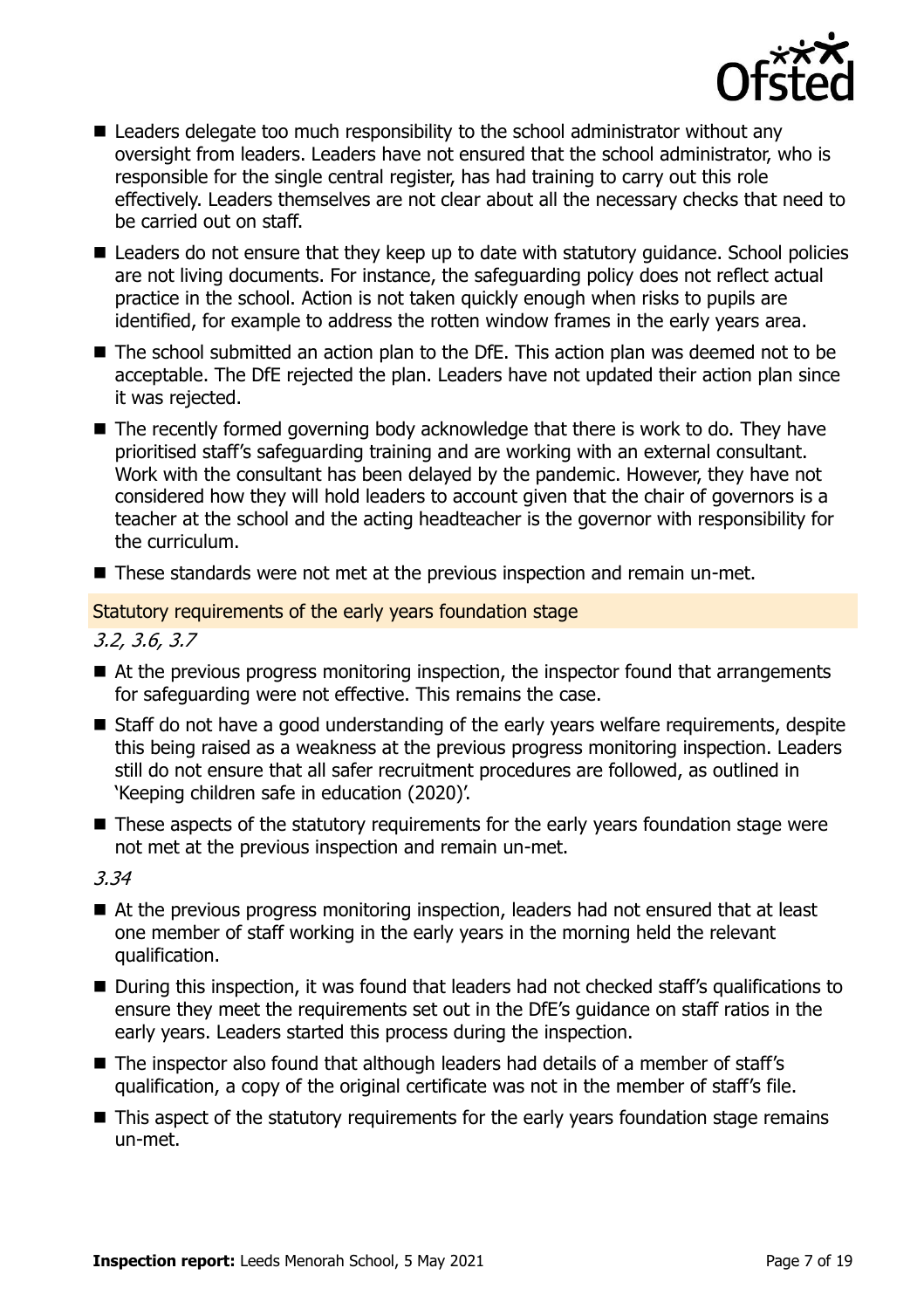- Leaders delegate too much responsibility to the school administrator without any oversight from leaders. Leaders have not ensured that the school administrator, who is responsible for the single central register, has had training to carry out this role effectively. Leaders themselves are not clear about all the necessary checks that need to be carried out on staff.
- Leaders do not ensure that they keep up to date with statutory guidance. School policies are not living documents. For instance, the safeguarding policy does not reflect actual practice in the school. Action is not taken quickly enough when risks to pupils are identified, for example to address the rotten window frames in the early years area.
- The school submitted an action plan to the DfE. This action plan was deemed not to be acceptable. The DfE rejected the plan. Leaders have not updated their action plan since it was rejected.
- The recently formed governing body acknowledge that there is work to do. They have prioritised staff's safeguarding training and are working with an external consultant. Work with the consultant has been delayed by the pandemic. However, they have not considered how they will hold leaders to account given that the chair of governors is a teacher at the school and the acting headteacher is the governor with responsibility for the curriculum.
- These standards were not met at the previous inspection and remain un-met.

### Statutory requirements of the early years foundation stage

*3.2, 3.6, 3.7*

- At the previous progress monitoring inspection, the inspector found that arrangements for safeguarding were not effective. This remains the case.
- Staff do not have a good understanding of the early years welfare requirements, despite this being raised as a weakness at the previous progress monitoring inspection. Leaders still do not ensure that all safer recruitment procedures are followed, as outlined in 'Keeping children safe in education (2020)'.
- These aspects of the statutory requirements for the early years foundation stage were not met at the previous inspection and remain un-met.

*3.34*

- At the previous progress monitoring inspection, leaders had not ensured that at least one member of staff working in the early years in the morning held the relevant qualification.
- During this inspection, it was found that leaders had not checked staff's qualifications to ensure they meet the requirements set out in the DfE's guidance on staff ratios in the early years. Leaders started this process during the inspection.
- The inspector also found that although leaders had details of a member of staff's qualification, a copy of the original certificate was not in the member of staff's file.
- This aspect of the statutory requirements for the early years foundation stage remains un-met.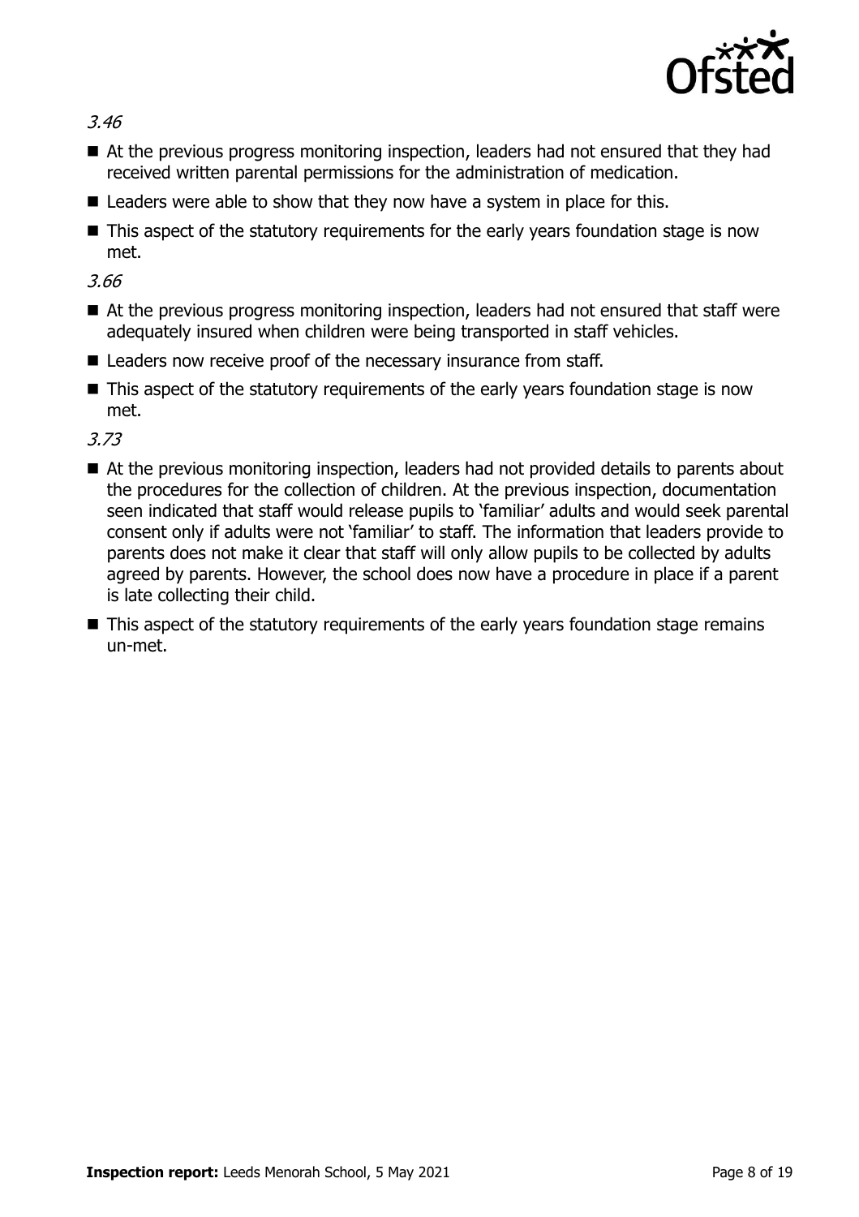*3.46*

- At the previous progress monitoring inspection, leaders had not ensured that they had received written parental permissions for the administration of medication.
- Leaders were able to show that they now have a system in place for this.
- This aspect of the statutory requirements for the early years foundation stage is now met.

*3.66*

- At the previous progress monitoring inspection, leaders had not ensured that staff were adequately insured when children were being transported in staff vehicles.
- Leaders now receive proof of the necessary insurance from staff.
- This aspect of the statutory requirements of the early years foundation stage is now met.

*3.73*

- At the previous monitoring inspection, leaders had not provided details to parents about the procedures for the collection of children. At the previous inspection, documentation seen indicated that staff would release pupils to 'familiar' adults and would seek parental consent only if adults were not 'familiar' to staff. The information that leaders provide to parents does not make it clear that staff will only allow pupils to be collected by adults agreed by parents. However, the school does now have a procedure in place if a parent is late collecting their child.
- This aspect of the statutory requirements of the early years foundation stage remains un-met.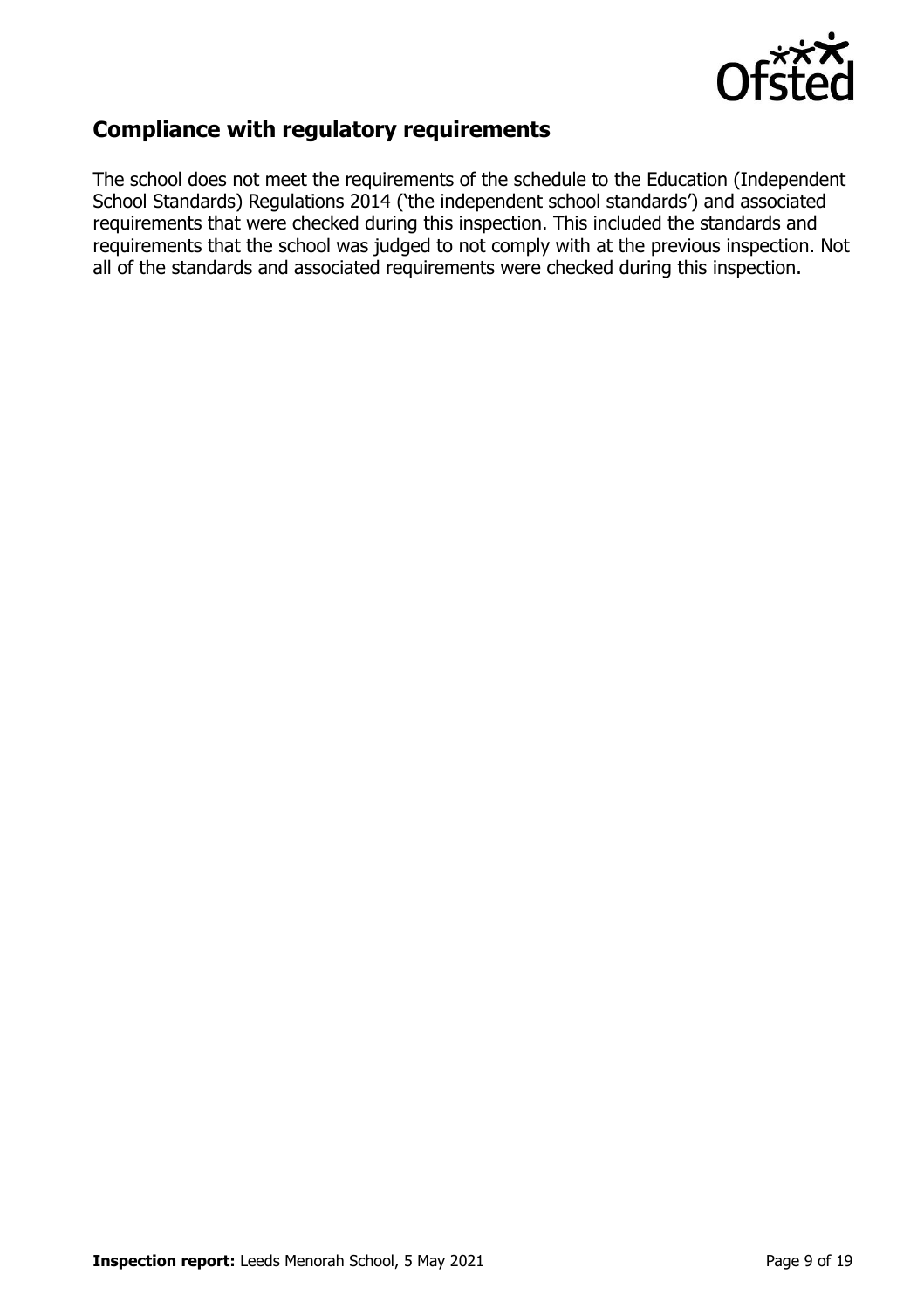## Compliance with regulatory requirements

The school does not meet the requirements of the schedule to the Education (Independent School Standards) Regulations 2014 ('the independent school standards') and associated requirements that were checked during this inspection. This included the standards and requirements that the school was judged to not comply with at the previous inspection. Not all of the standards and associated requirements were checked during this inspection.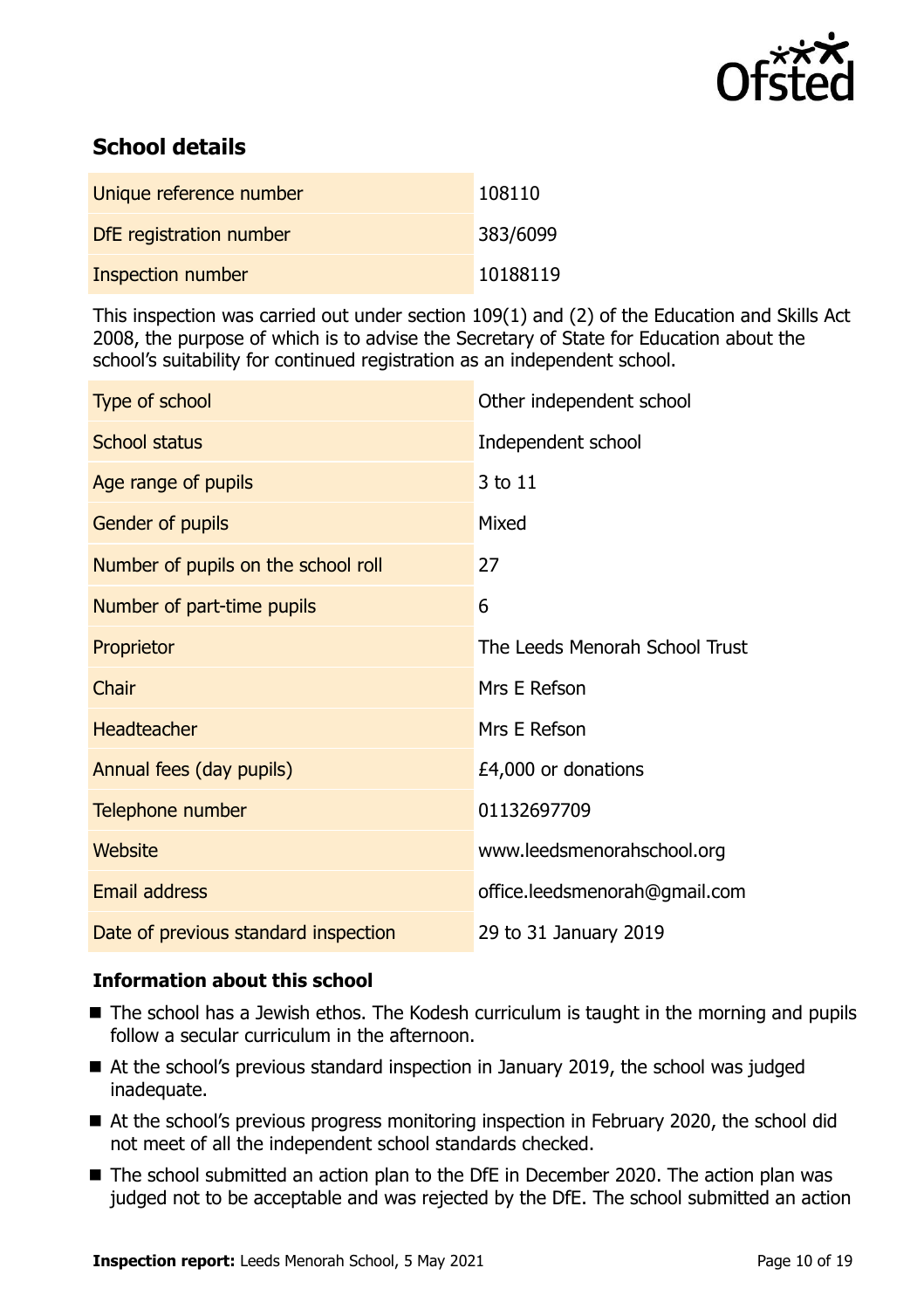## School details

| | |
|---|---|
| Unique reference number | 108110 |
| DfE registration number | 383/6099 |
| Inspection number | 10188119 |

This inspection was carried out under section 109(1) and (2) of the Education and Skills Act 2008, the purpose of which is to advise the Secretary of State for Education about the school's suitability for continued registration as an independent school.

| | |
|---|---|
| Type of school | Other independent school |
| School status | Independent school |
| Age range of pupils | 3 to 11 |
| Gender of pupils | Mixed |
| Number of pupils on the school roll | 27 |
| Number of part-time pupils | 6 |
| Proprietor | The Leeds Menorah School Trust |
| Chair | Mrs E Refson |
| Headteacher | Mrs E Refson |
| Annual fees (day pupils) | £4,000 or donations |
| Telephone number | 01132697709 |
| Website | www.leedsmenorahschool.org |
| Email address | office.leedsmenorah@gmail.com |
| Date of previous standard inspection | 29 to 31 January 2019 |

### Information about this school

- The school has a Jewish ethos. The Kodesh curriculum is taught in the morning and pupils follow a secular curriculum in the afternoon.
- At the school's previous standard inspection in January 2019, the school was judged inadequate.
- At the school's previous progress monitoring inspection in February 2020, the school did not meet of all the independent school standards checked.
- The school submitted an action plan to the DfE in December 2020. The action plan was judged not to be acceptable and was rejected by the DfE. The school submitted an action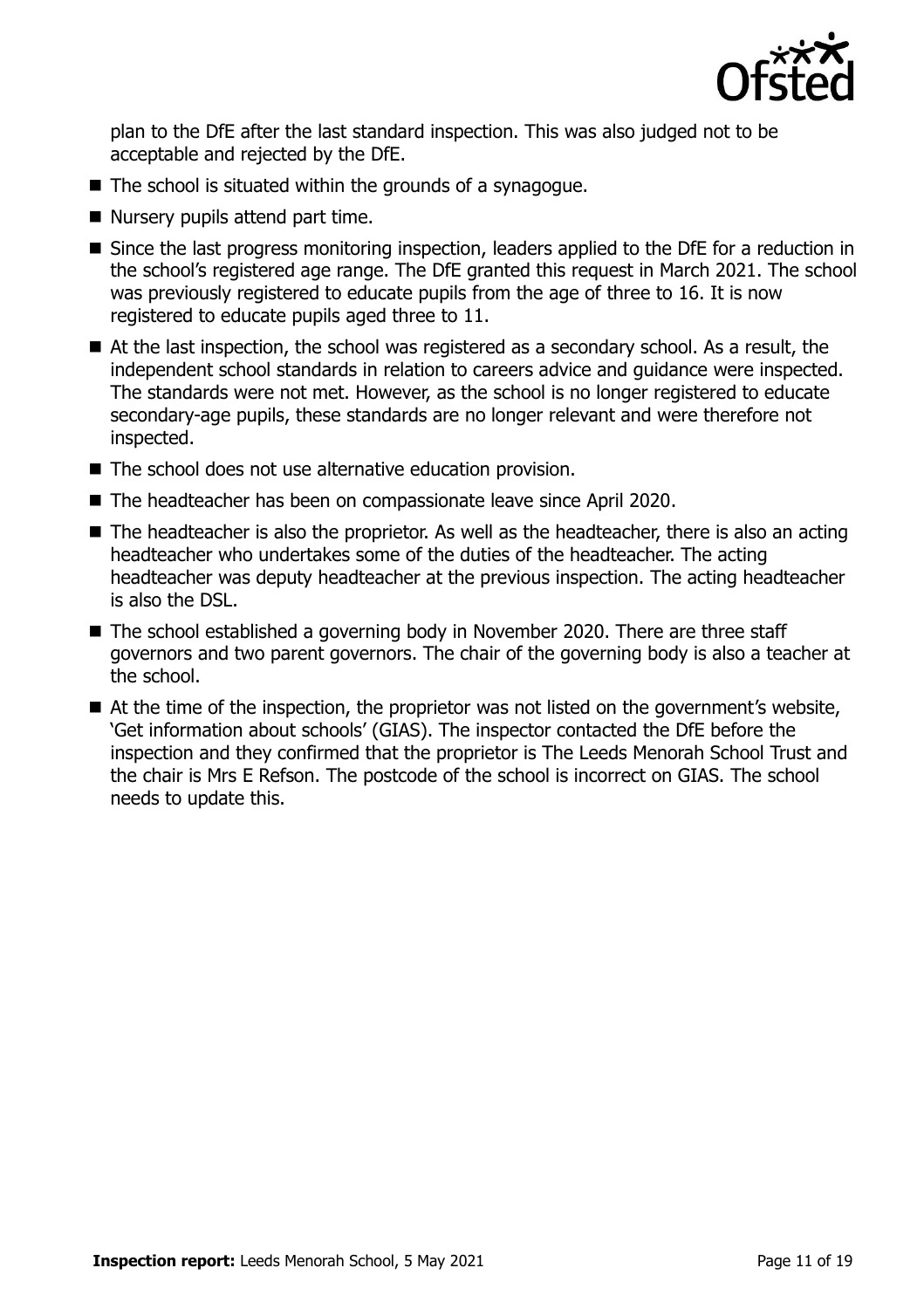plan to the DfE after the last standard inspection. This was also judged not to be acceptable and rejected by the DfE.

- The school is situated within the grounds of a synagogue.
- Nursery pupils attend part time.
- Since the last progress monitoring inspection, leaders applied to the DfE for a reduction in the school's registered age range. The DfE granted this request in March 2021. The school was previously registered to educate pupils from the age of three to 16. It is now registered to educate pupils aged three to 11.
- At the last inspection, the school was registered as a secondary school. As a result, the independent school standards in relation to careers advice and guidance were inspected. The standards were not met. However, as the school is no longer registered to educate secondary-age pupils, these standards are no longer relevant and were therefore not inspected.
- The school does not use alternative education provision.
- The headteacher has been on compassionate leave since April 2020.
- The headteacher is also the proprietor. As well as the headteacher, there is also an acting headteacher who undertakes some of the duties of the headteacher. The acting headteacher was deputy headteacher at the previous inspection. The acting headteacher is also the DSL.
- The school established a governing body in November 2020. There are three staff governors and two parent governors. The chair of the governing body is also a teacher at the school.
- At the time of the inspection, the proprietor was not listed on the government's website, 'Get information about schools' (GIAS). The inspector contacted the DfE before the inspection and they confirmed that the proprietor is The Leeds Menorah School Trust and the chair is Mrs E Refson. The postcode of the school is incorrect on GIAS. The school needs to update this.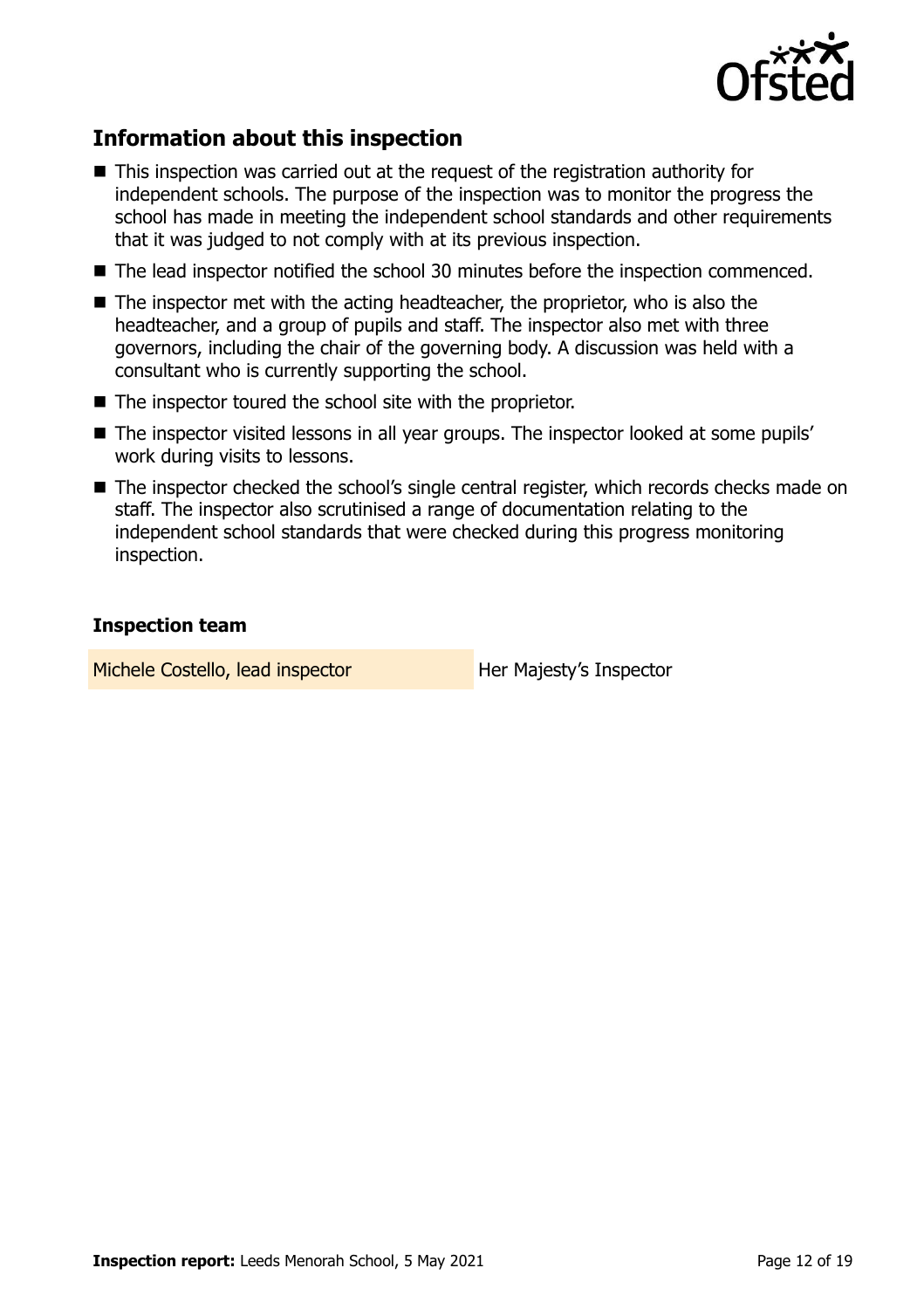## Information about this inspection

- This inspection was carried out at the request of the registration authority for independent schools. The purpose of the inspection was to monitor the progress the school has made in meeting the independent school standards and other requirements that it was judged to not comply with at its previous inspection.
- The lead inspector notified the school 30 minutes before the inspection commenced.
- The inspector met with the acting headteacher, the proprietor, who is also the headteacher, and a group of pupils and staff. The inspector also met with three governors, including the chair of the governing body. A discussion was held with a consultant who is currently supporting the school.
- The inspector toured the school site with the proprietor.
- The inspector visited lessons in all year groups. The inspector looked at some pupils' work during visits to lessons.
- The inspector checked the school's single central register, which records checks made on staff. The inspector also scrutinised a range of documentation relating to the independent school standards that were checked during this progress monitoring inspection.

### Inspection team

| | |
|---|---|
| Michele Costello, lead inspector | Her Majesty's Inspector |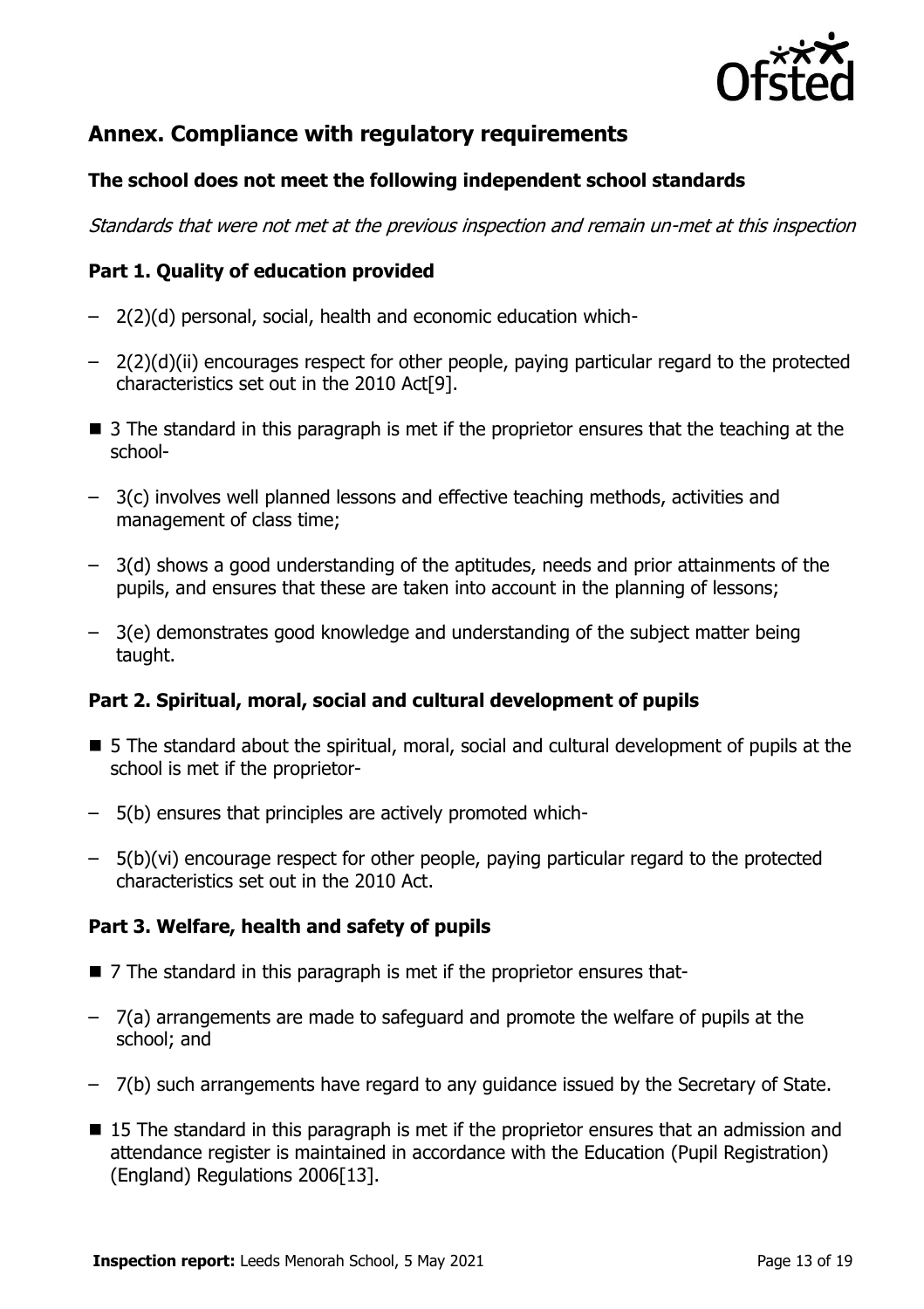## Annex. Compliance with regulatory requirements

### The school does not meet the following independent school standards

*Standards that were not met at the previous inspection and remain un-met at this inspection*

### Part 1. Quality of education provided

- 2(2)(d) personal, social, health and economic education which-
- 2(2)(d)(ii) encourages respect for other people, paying particular regard to the protected characteristics set out in the 2010 Act[9].

- 3 The standard in this paragraph is met if the proprietor ensures that the teaching at the school-
  - 3(c) involves well planned lessons and effective teaching methods, activities and management of class time;
  - 3(d) shows a good understanding of the aptitudes, needs and prior attainments of the pupils, and ensures that these are taken into account in the planning of lessons;
  - 3(e) demonstrates good knowledge and understanding of the subject matter being taught.

### Part 2. Spiritual, moral, social and cultural development of pupils

- 5 The standard about the spiritual, moral, social and cultural development of pupils at the school is met if the proprietor-
  - 5(b) ensures that principles are actively promoted which-
  - 5(b)(vi) encourage respect for other people, paying particular regard to the protected characteristics set out in the 2010 Act.

### Part 3. Welfare, health and safety of pupils

- 7 The standard in this paragraph is met if the proprietor ensures that-
  - 7(a) arrangements are made to safeguard and promote the welfare of pupils at the school; and
  - 7(b) such arrangements have regard to any guidance issued by the Secretary of State.
- 15 The standard in this paragraph is met if the proprietor ensures that an admission and attendance register is maintained in accordance with the Education (Pupil Registration) (England) Regulations 2006[13].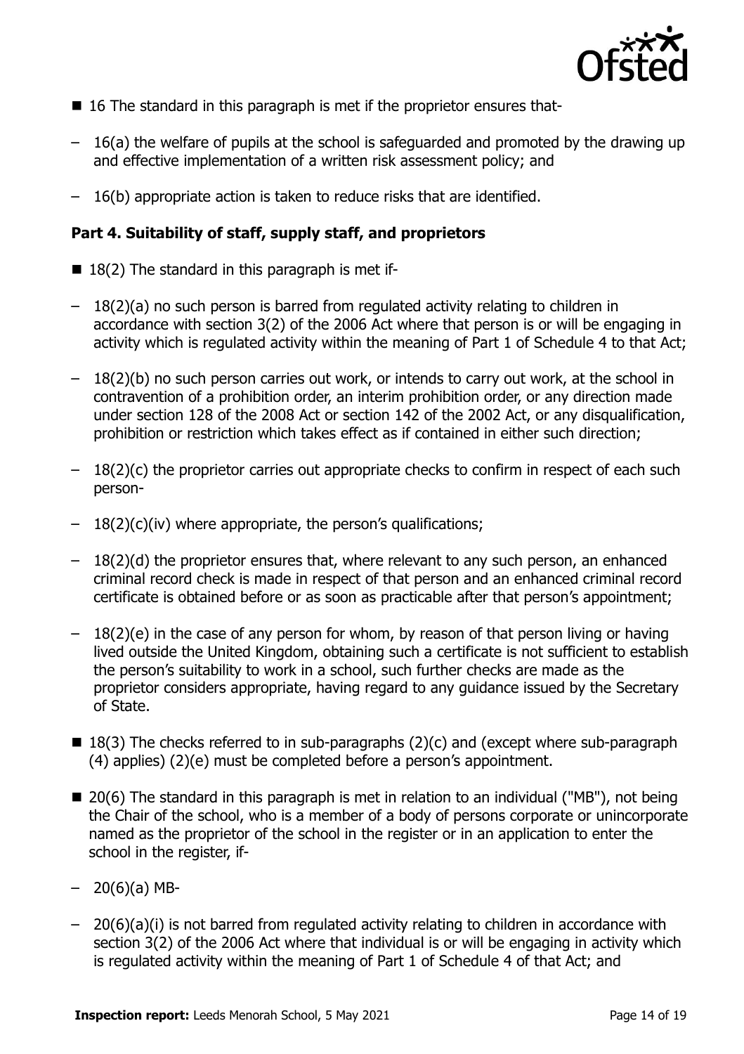- 16 The standard in this paragraph is met if the proprietor ensures that-
  - 16(a) the welfare of pupils at the school is safeguarded and promoted by the drawing up and effective implementation of a written risk assessment policy; and
  - 16(b) appropriate action is taken to reduce risks that are identified.

**Part 4. Suitability of staff, supply staff, and proprietors**

- 18(2) The standard in this paragraph is met if-
  - 18(2)(a) no such person is barred from regulated activity relating to children in accordance with section 3(2) of the 2006 Act where that person is or will be engaging in activity which is regulated activity within the meaning of Part 1 of Schedule 4 to that Act;
  - 18(2)(b) no such person carries out work, or intends to carry out work, at the school in contravention of a prohibition order, an interim prohibition order, or any direction made under section 128 of the 2008 Act or section 142 of the 2002 Act, or any disqualification, prohibition or restriction which takes effect as if contained in either such direction;
  - 18(2)(c) the proprietor carries out appropriate checks to confirm in respect of each such person-
  - 18(2)(c)(iv) where appropriate, the person's qualifications;
  - 18(2)(d) the proprietor ensures that, where relevant to any such person, an enhanced criminal record check is made in respect of that person and an enhanced criminal record certificate is obtained before or as soon as practicable after that person's appointment;
  - 18(2)(e) in the case of any person for whom, by reason of that person living or having lived outside the United Kingdom, obtaining such a certificate is not sufficient to establish the person's suitability to work in a school, such further checks are made as the proprietor considers appropriate, having regard to any guidance issued by the Secretary of State.
- 18(3) The checks referred to in sub-paragraphs (2)(c) and (except where sub-paragraph (4) applies) (2)(e) must be completed before a person's appointment.
- 20(6) The standard in this paragraph is met in relation to an individual ("MB"), not being the Chair of the school, who is a member of a body of persons corporate or unincorporate named as the proprietor of the school in the register or in an application to enter the school in the register, if-
  - 20(6)(a) MB-
  - 20(6)(a)(i) is not barred from regulated activity relating to children in accordance with section 3(2) of the 2006 Act where that individual is or will be engaging in activity which is regulated activity within the meaning of Part 1 of Schedule 4 of that Act; and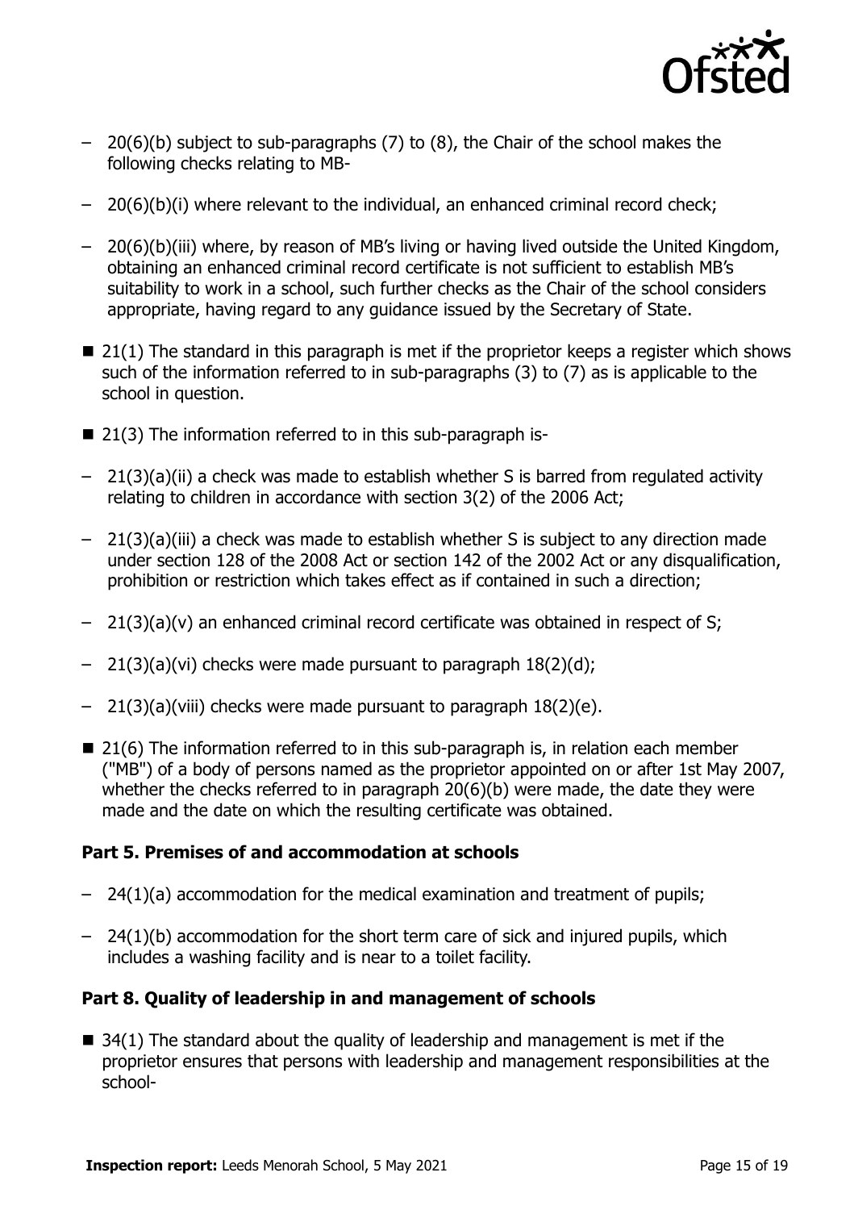- 20(6)(b) subject to sub-paragraphs (7) to (8), the Chair of the school makes the following checks relating to MB-
  - 20(6)(b)(i) where relevant to the individual, an enhanced criminal record check;
  - 20(6)(b)(iii) where, by reason of MB's living or having lived outside the United Kingdom, obtaining an enhanced criminal record certificate is not sufficient to establish MB's suitability to work in a school, such further checks as the Chair of the school considers appropriate, having regard to any guidance issued by the Secretary of State.
- 21(1) The standard in this paragraph is met if the proprietor keeps a register which shows such of the information referred to in sub-paragraphs (3) to (7) as is applicable to the school in question.
- 21(3) The information referred to in this sub-paragraph is-
  - 21(3)(a)(ii) a check was made to establish whether S is barred from regulated activity relating to children in accordance with section 3(2) of the 2006 Act;
  - 21(3)(a)(iii) a check was made to establish whether S is subject to any direction made under section 128 of the 2008 Act or section 142 of the 2002 Act or any disqualification, prohibition or restriction which takes effect as if contained in such a direction;
  - 21(3)(a)(v) an enhanced criminal record certificate was obtained in respect of S;
  - 21(3)(a)(vi) checks were made pursuant to paragraph 18(2)(d);
  - 21(3)(a)(viii) checks were made pursuant to paragraph 18(2)(e).
- 21(6) The information referred to in this sub-paragraph is, in relation each member ("MB") of a body of persons named as the proprietor appointed on or after 1st May 2007, whether the checks referred to in paragraph 20(6)(b) were made, the date they were made and the date on which the resulting certificate was obtained.

**Part 5. Premises of and accommodation at schools**

- 24(1)(a) accommodation for the medical examination and treatment of pupils;
- 24(1)(b) accommodation for the short term care of sick and injured pupils, which includes a washing facility and is near to a toilet facility.

**Part 8. Quality of leadership in and management of schools**

- 34(1) The standard about the quality of leadership and management is met if the proprietor ensures that persons with leadership and management responsibilities at the school-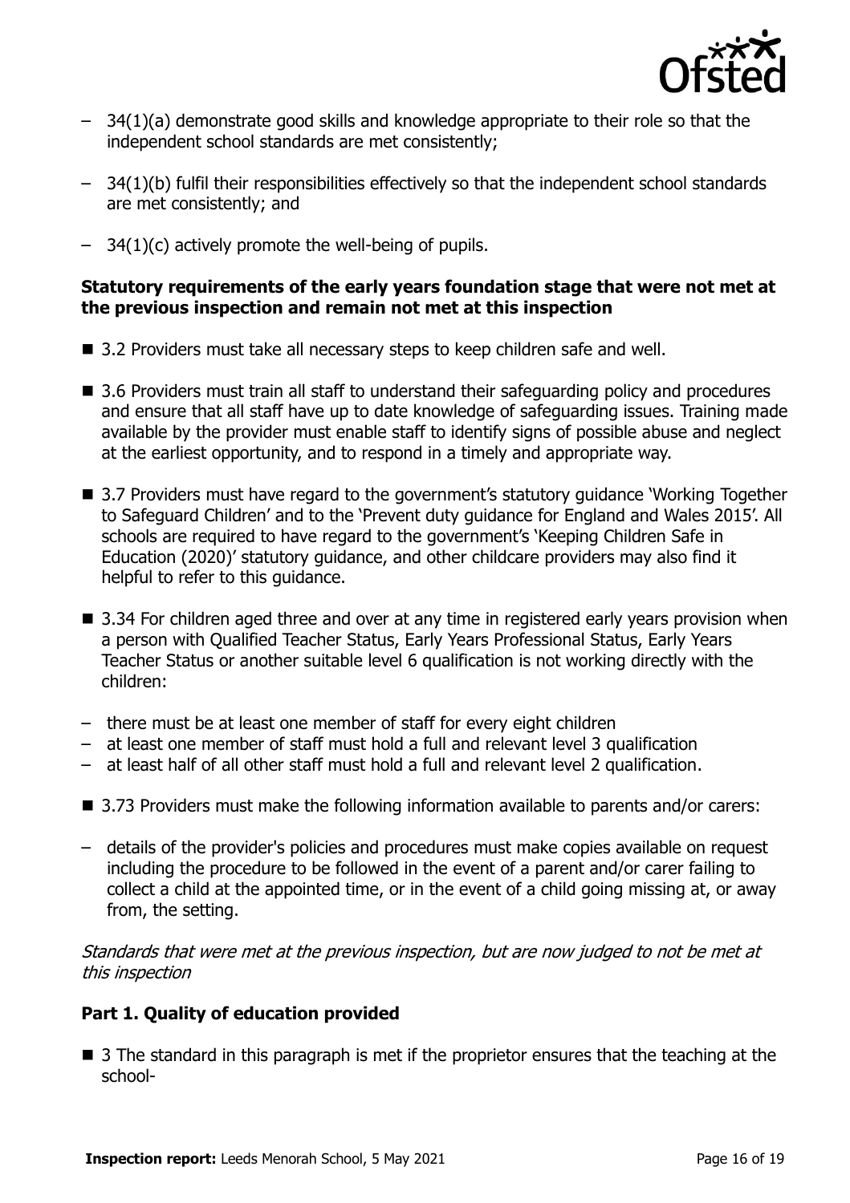- 34(1)(a) demonstrate good skills and knowledge appropriate to their role so that the independent school standards are met consistently;
- 34(1)(b) fulfil their responsibilities effectively so that the independent school standards are met consistently; and
- 34(1)(c) actively promote the well-being of pupils.

**Statutory requirements of the early years foundation stage that were not met at the previous inspection and remain not met at this inspection**

- 3.2 Providers must take all necessary steps to keep children safe and well.
- 3.6 Providers must train all staff to understand their safeguarding policy and procedures and ensure that all staff have up to date knowledge of safeguarding issues. Training made available by the provider must enable staff to identify signs of possible abuse and neglect at the earliest opportunity, and to respond in a timely and appropriate way.
- 3.7 Providers must have regard to the government's statutory guidance 'Working Together to Safeguard Children' and to the 'Prevent duty guidance for England and Wales 2015'. All schools are required to have regard to the government's 'Keeping Children Safe in Education (2020)' statutory guidance, and other childcare providers may also find it helpful to refer to this guidance.
- 3.34 For children aged three and over at any time in registered early years provision when a person with Qualified Teacher Status, Early Years Professional Status, Early Years Teacher Status or another suitable level 6 qualification is not working directly with the children:
  - there must be at least one member of staff for every eight children
  - at least one member of staff must hold a full and relevant level 3 qualification
  - at least half of all other staff must hold a full and relevant level 2 qualification.
- 3.73 Providers must make the following information available to parents and/or carers:
  - details of the provider's policies and procedures must make copies available on request including the procedure to be followed in the event of a parent and/or carer failing to collect a child at the appointed time, or in the event of a child going missing at, or away from, the setting.

*Standards that were met at the previous inspection, but are now judged to not be met at this inspection*

**Part 1. Quality of education provided**

- 3 The standard in this paragraph is met if the proprietor ensures that the teaching at the school-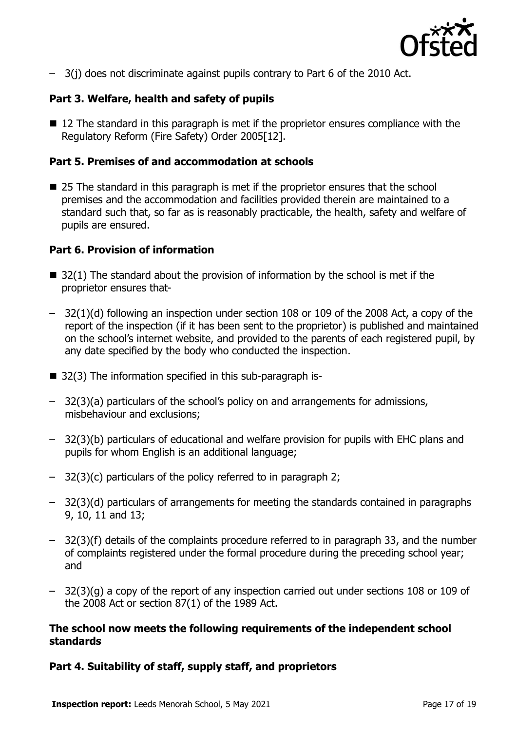– 3(j) does not discriminate against pupils contrary to Part 6 of the 2010 Act.

**Part 3. Welfare, health and safety of pupils**

- 12 The standard in this paragraph is met if the proprietor ensures compliance with the Regulatory Reform (Fire Safety) Order 2005[12].

**Part 5. Premises of and accommodation at schools**

- 25 The standard in this paragraph is met if the proprietor ensures that the school premises and the accommodation and facilities provided therein are maintained to a standard such that, so far as is reasonably practicable, the health, safety and welfare of pupils are ensured.

**Part 6. Provision of information**

- 32(1) The standard about the provision of information by the school is met if the proprietor ensures that-

– 32(1)(d) following an inspection under section 108 or 109 of the 2008 Act, a copy of the report of the inspection (if it has been sent to the proprietor) is published and maintained on the school's internet website, and provided to the parents of each registered pupil, by any date specified by the body who conducted the inspection.

- 32(3) The information specified in this sub-paragraph is-

– 32(3)(a) particulars of the school's policy on and arrangements for admissions, misbehaviour and exclusions;

– 32(3)(b) particulars of educational and welfare provision for pupils with EHC plans and pupils for whom English is an additional language;

– 32(3)(c) particulars of the policy referred to in paragraph 2;

– 32(3)(d) particulars of arrangements for meeting the standards contained in paragraphs 9, 10, 11 and 13;

– 32(3)(f) details of the complaints procedure referred to in paragraph 33, and the number of complaints registered under the formal procedure during the preceding school year; and

– 32(3)(g) a copy of the report of any inspection carried out under sections 108 or 109 of the 2008 Act or section 87(1) of the 1989 Act.

**The school now meets the following requirements of the independent school standards**

**Part 4. Suitability of staff, supply staff, and proprietors**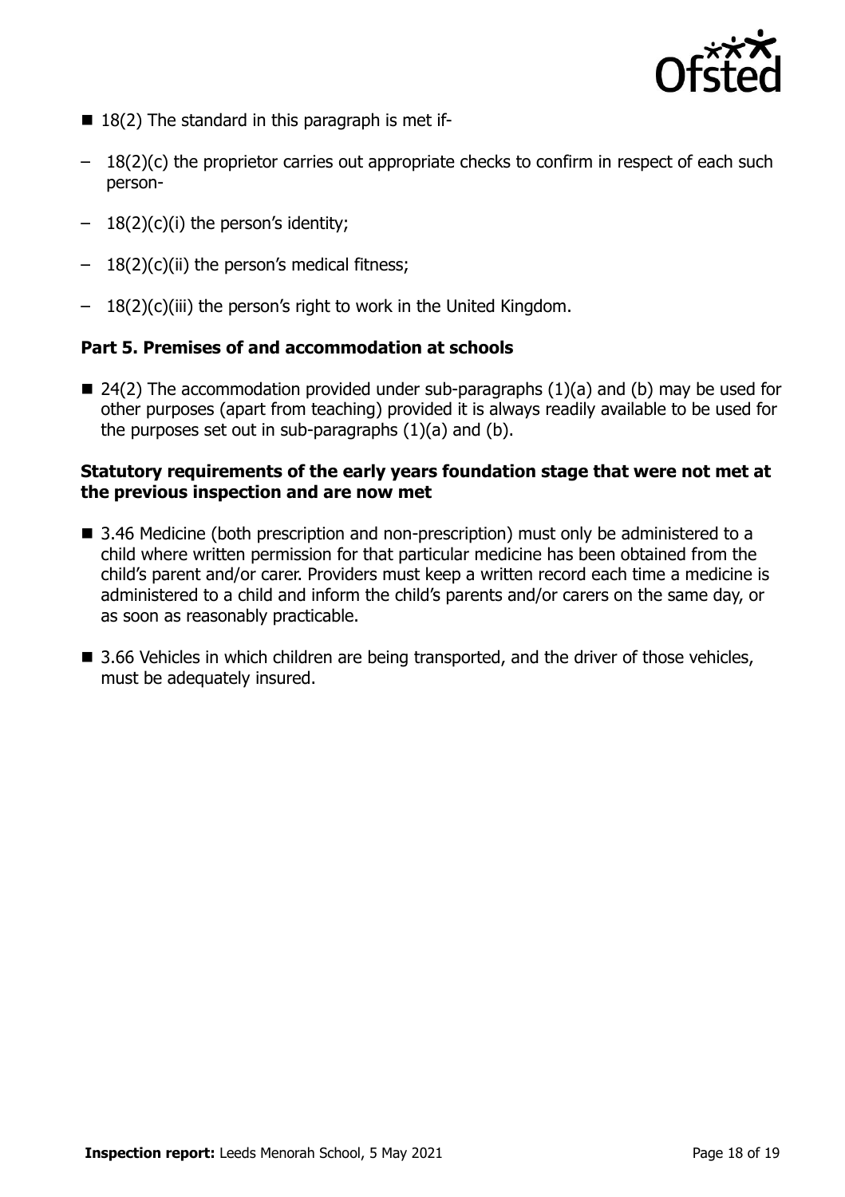- 18(2) The standard in this paragraph is met if-
  - 18(2)(c) the proprietor carries out appropriate checks to confirm in respect of each such person-
  - 18(2)(c)(i) the person's identity;
  - 18(2)(c)(ii) the person's medical fitness;
  - 18(2)(c)(iii) the person's right to work in the United Kingdom.

**Part 5. Premises of and accommodation at schools**

- 24(2) The accommodation provided under sub-paragraphs (1)(a) and (b) may be used for other purposes (apart from teaching) provided it is always readily available to be used for the purposes set out in sub-paragraphs (1)(a) and (b).

**Statutory requirements of the early years foundation stage that were not met at the previous inspection and are now met**

- 3.46 Medicine (both prescription and non-prescription) must only be administered to a child where written permission for that particular medicine has been obtained from the child's parent and/or carer. Providers must keep a written record each time a medicine is administered to a child and inform the child's parents and/or carers on the same day, or as soon as reasonably practicable.
- 3.66 Vehicles in which children are being transported, and the driver of those vehicles, must be adequately insured.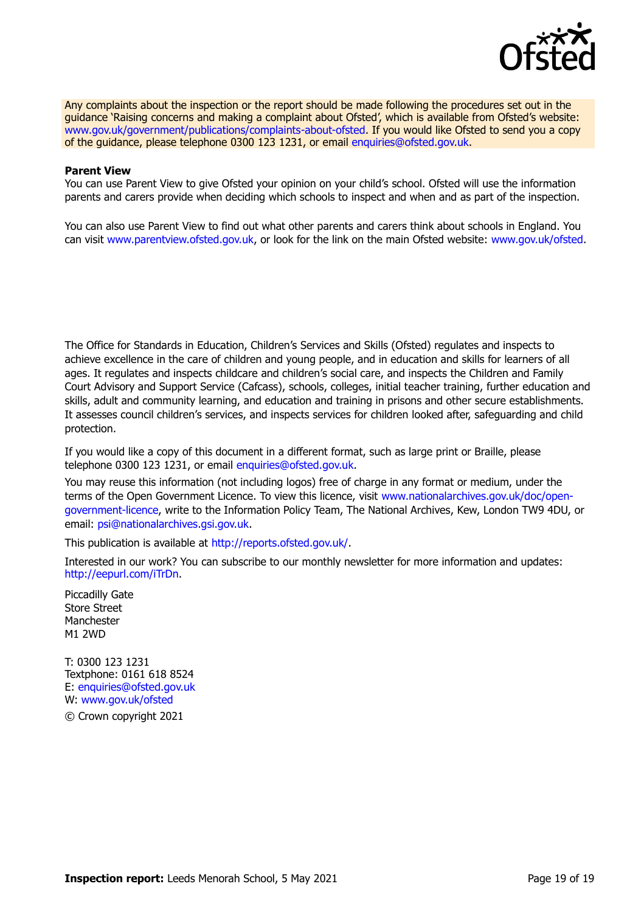Any complaints about the inspection or the report should be made following the procedures set out in the guidance 'Raising concerns and making a complaint about Ofsted', which is available from Ofsted's website: www.gov.uk/government/publications/complaints-about-ofsted. If you would like Ofsted to send you a copy of the guidance, please telephone 0300 123 1231, or email enquiries@ofsted.gov.uk.

**Parent View**

You can use Parent View to give Ofsted your opinion on your child's school. Ofsted will use the information parents and carers provide when deciding which schools to inspect and when and as part of the inspection.

You can also use Parent View to find out what other parents and carers think about schools in England. You can visit www.parentview.ofsted.gov.uk, or look for the link on the main Ofsted website: www.gov.uk/ofsted.

The Office for Standards in Education, Children's Services and Skills (Ofsted) regulates and inspects to achieve excellence in the care of children and young people, and in education and skills for learners of all ages. It regulates and inspects childcare and children's social care, and inspects the Children and Family Court Advisory and Support Service (Cafcass), schools, colleges, initial teacher training, further education and skills, adult and community learning, and education and training in prisons and other secure establishments. It assesses council children's services, and inspects services for children looked after, safeguarding and child protection.

If you would like a copy of this document in a different format, such as large print or Braille, please telephone 0300 123 1231, or email enquiries@ofsted.gov.uk.

You may reuse this information (not including logos) free of charge in any format or medium, under the terms of the Open Government Licence. To view this licence, visit www.nationalarchives.gov.uk/doc/open-government-licence, write to the Information Policy Team, The National Archives, Kew, London TW9 4DU, or email: psi@nationalarchives.gsi.gov.uk.

This publication is available at http://reports.ofsted.gov.uk/.

Interested in our work? You can subscribe to our monthly newsletter for more information and updates: http://eepurl.com/iTrDn.

Piccadilly Gate
Store Street
Manchester
M1 2WD

T: 0300 123 1231
Textphone: 0161 618 8524
E: enquiries@ofsted.gov.uk
W: www.gov.uk/ofsted

© Crown copyright 2021